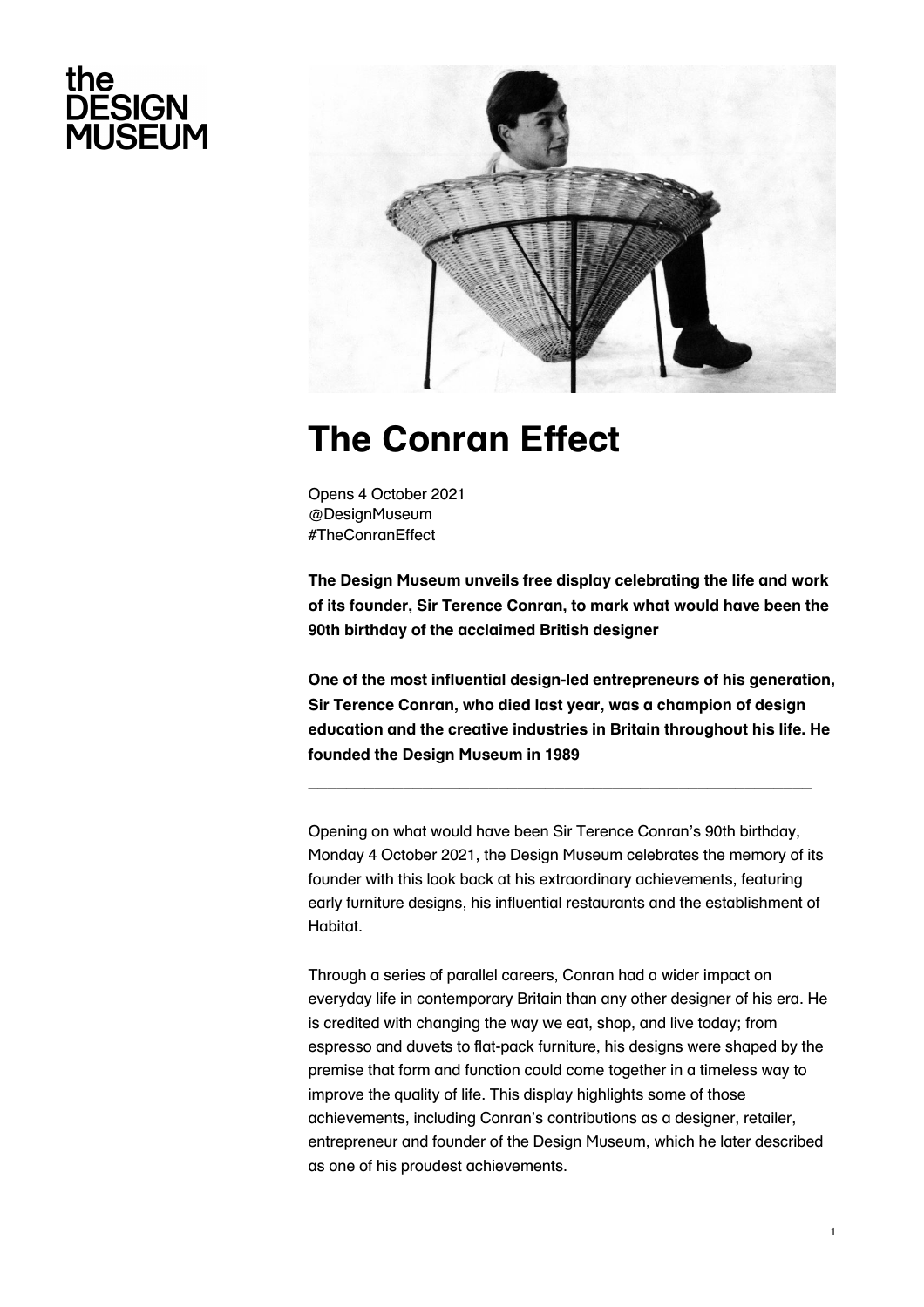the
DESIGN
MUSEUM

# The Conran Effect

Opens 4 October 2021
@DesignMuseum
#TheConranEffect

**The Design Museum unveils free display celebrating the life and work of its founder, Sir Terence Conran, to mark what would have been the 90th birthday of the acclaimed British designer**

**One of the most influential design-led entrepreneurs of his generation, Sir Terence Conran, who died last year, was a champion of design education and the creative industries in Britain throughout his life. He founded the Design Museum in 1989**

---

Opening on what would have been Sir Terence Conran's 90th birthday, Monday 4 October 2021, the Design Museum celebrates the memory of its founder with this look back at his extraordinary achievements, featuring early furniture designs, his influential restaurants and the establishment of Habitat.

Through a series of parallel careers, Conran had a wider impact on everyday life in contemporary Britain than any other designer of his era. He is credited with changing the way we eat, shop, and live today; from espresso and duvets to flat-pack furniture, his designs were shaped by the premise that form and function could come together in a timeless way to improve the quality of life. This display highlights some of those achievements, including Conran's contributions as a designer, retailer, entrepreneur and founder of the Design Museum, which he later described as one of his proudest achievements.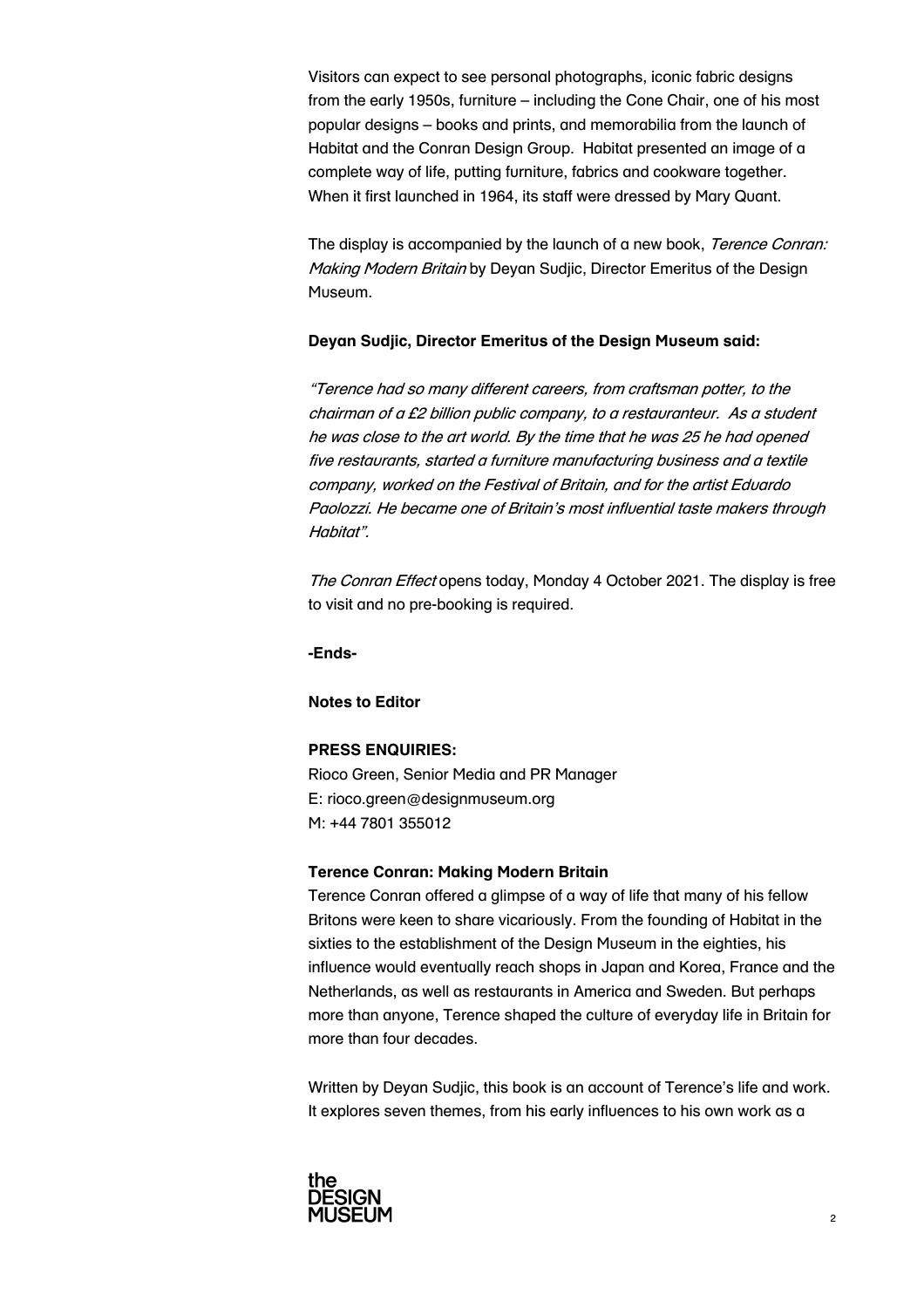Visitors can expect to see personal photographs, iconic fabric designs from the early 1950s, furniture – including the Cone Chair, one of his most popular designs – books and prints, and memorabilia from the launch of Habitat and the Conran Design Group. Habitat presented an image of a complete way of life, putting furniture, fabrics and cookware together. When it first launched in 1964, its staff were dressed by Mary Quant.

The display is accompanied by the launch of a new book, *Terence Conran: Making Modern Britain* by Deyan Sudjic, Director Emeritus of the Design Museum.

**Deyan Sudjic, Director Emeritus of the Design Museum said:**

*"Terence had so many different careers, from craftsman potter, to the chairman of a £2 billion public company, to a restauranteur. As a student he was close to the art world. By the time that he was 25 he had opened five restaurants, started a furniture manufacturing business and a textile company, worked on the Festival of Britain, and for the artist Eduardo Paolozzi. He became one of Britain's most influential taste makers through Habitat".*

*The Conran Effect* opens today, Monday 4 October 2021. The display is free to visit and no pre-booking is required.

**-Ends-**

**Notes to Editor**

**PRESS ENQUIRIES:**

Rioco Green, Senior Media and PR Manager
E: rioco.green@designmuseum.org
M: +44 7801 355012

**Terence Conran: Making Modern Britain**

Terence Conran offered a glimpse of a way of life that many of his fellow Britons were keen to share vicariously. From the founding of Habitat in the sixties to the establishment of the Design Museum in the eighties, his influence would eventually reach shops in Japan and Korea, France and the Netherlands, as well as restaurants in America and Sweden. But perhaps more than anyone, Terence shaped the culture of everyday life in Britain for more than four decades.

Written by Deyan Sudjic, this book is an account of Terence's life and work. It explores seven themes, from his early influences to his own work as a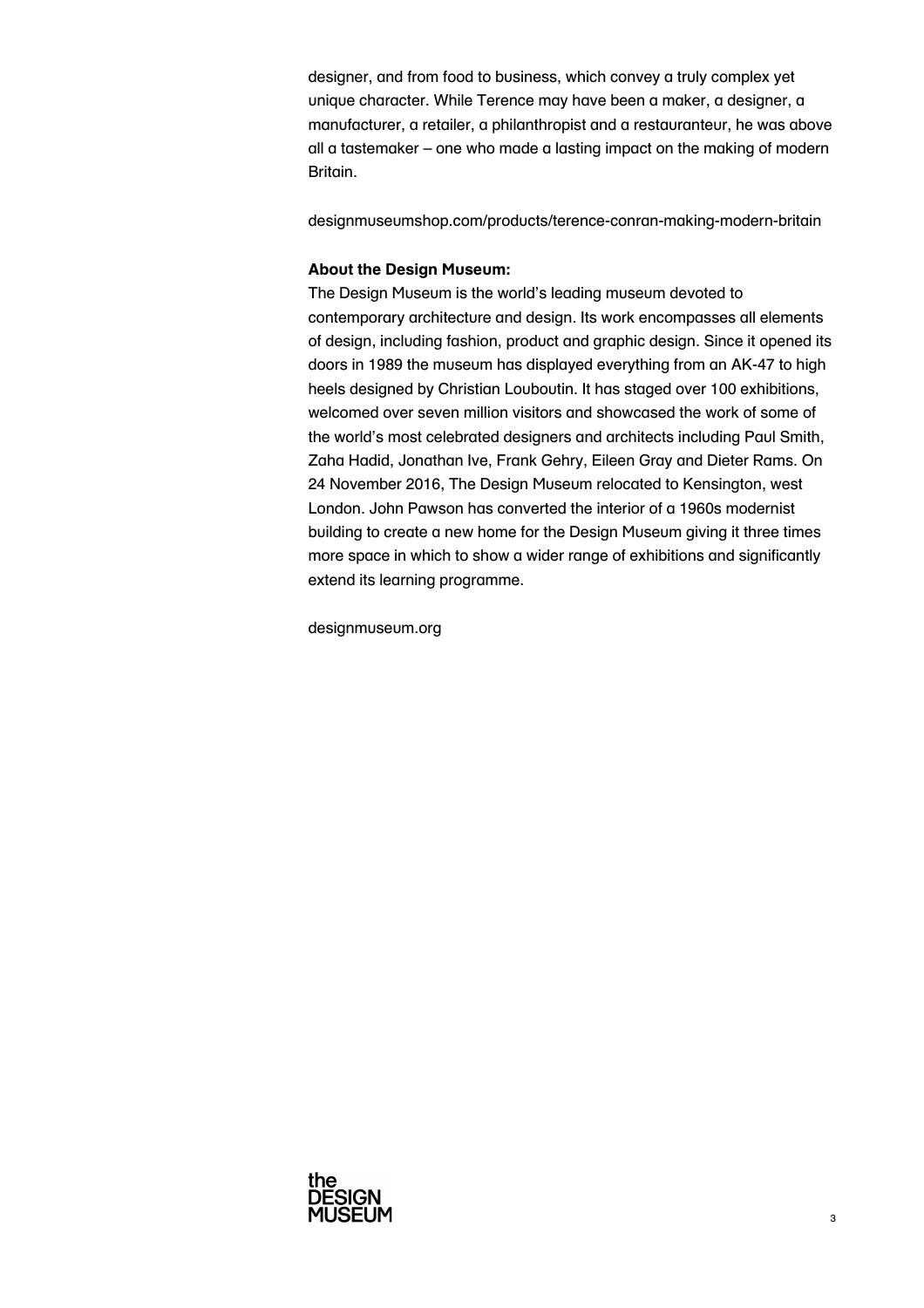designer, and from food to business, which convey a truly complex yet unique character. While Terence may have been a maker, a designer, a manufacturer, a retailer, a philanthropist and a restauranteur, he was above all a tastemaker – one who made a lasting impact on the making of modern Britain.

designmuseumshop.com/products/terence-conran-making-modern-britain

**About the Design Museum:**

The Design Museum is the world's leading museum devoted to contemporary architecture and design. Its work encompasses all elements of design, including fashion, product and graphic design. Since it opened its doors in 1989 the museum has displayed everything from an AK-47 to high heels designed by Christian Louboutin. It has staged over 100 exhibitions, welcomed over seven million visitors and showcased the work of some of the world's most celebrated designers and architects including Paul Smith, Zaha Hadid, Jonathan Ive, Frank Gehry, Eileen Gray and Dieter Rams. On 24 November 2016, The Design Museum relocated to Kensington, west London. John Pawson has converted the interior of a 1960s modernist building to create a new home for the Design Museum giving it three times more space in which to show a wider range of exhibitions and significantly extend its learning programme.

designmuseum.org